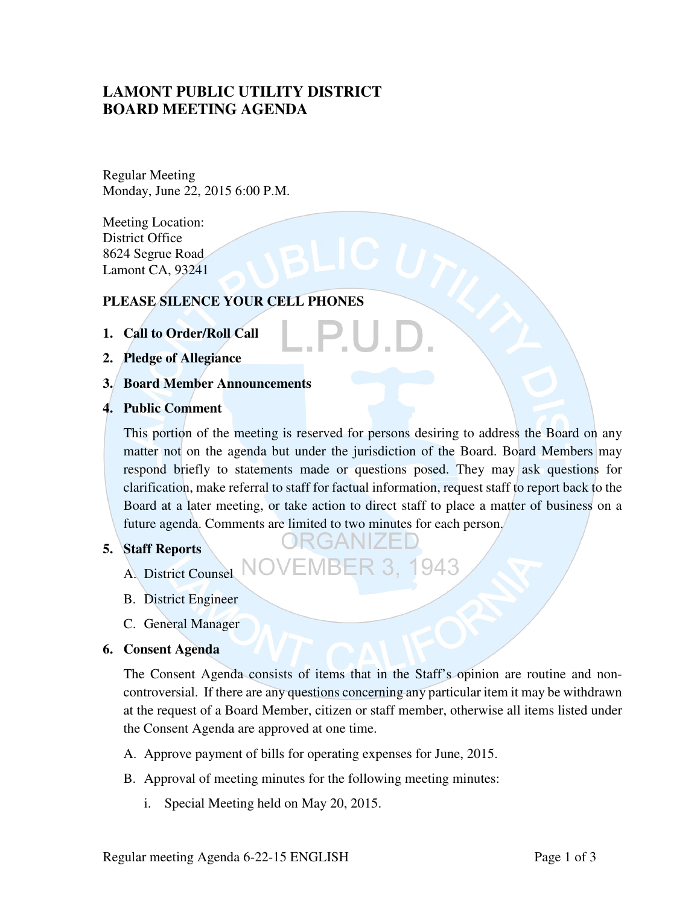# LAMONT PUBLIC UTILITY DISTRICT
# BOARD MEETING AGENDA

Regular Meeting
Monday, June 22, 2015 6:00 P.M.

Meeting Location:
District Office
8624 Segrue Road
Lamont CA, 93241

**PLEASE SILENCE YOUR CELL PHONES**

1. **Call to Order/Roll Call**
2. **Pledge of Allegiance**
3. **Board Member Announcements**
4. **Public Comment**

   This portion of the meeting is reserved for persons desiring to address the Board on any matter not on the agenda but under the jurisdiction of the Board. Board Members may respond briefly to statements made or questions posed. They may ask questions for clarification, make referral to staff for factual information, request staff to report back to the Board at a later meeting, or take action to direct staff to place a matter of business on a future agenda. Comments are limited to two minutes for each person.

5. **Staff Reports**

   A. District Counsel

   B. District Engineer

   C. General Manager

6. **Consent Agenda**

   The Consent Agenda consists of items that in the Staff's opinion are routine and non-controversial. If there are any questions concerning any particular item it may be withdrawn at the request of a Board Member, citizen or staff member, otherwise all items listed under the Consent Agenda are approved at one time.

   A. Approve payment of bills for operating expenses for June, 2015.

   B. Approval of meeting minutes for the following meeting minutes:

      i. Special Meeting held on May 20, 2015.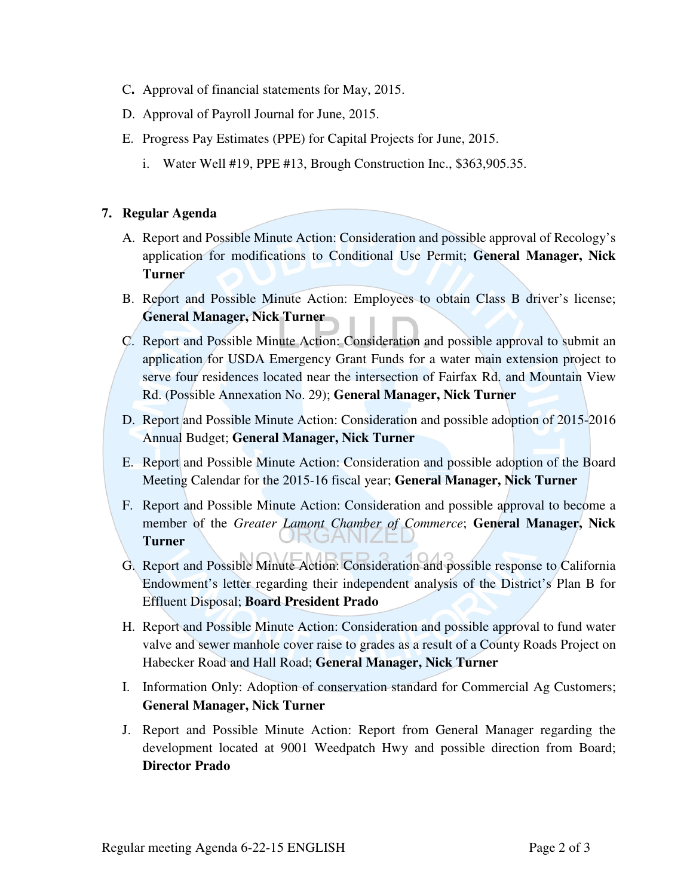C. Approval of financial statements for May, 2015.

D. Approval of Payroll Journal for June, 2015.

E. Progress Pay Estimates (PPE) for Capital Projects for June, 2015.

   i. Water Well #19, PPE #13, Brough Construction Inc., $363,905.35.

**7. Regular Agenda**

A. Report and Possible Minute Action: Consideration and possible approval of Recology's application for modifications to Conditional Use Permit; **General Manager, Nick Turner**

B. Report and Possible Minute Action: Employees to obtain Class B driver's license; **General Manager, Nick Turner**

C. Report and Possible Minute Action: Consideration and possible approval to submit an application for USDA Emergency Grant Funds for a water main extension project to serve four residences located near the intersection of Fairfax Rd. and Mountain View Rd. (Possible Annexation No. 29); **General Manager, Nick Turner**

D. Report and Possible Minute Action: Consideration and possible adoption of 2015-2016 Annual Budget; **General Manager, Nick Turner**

E. Report and Possible Minute Action: Consideration and possible adoption of the Board Meeting Calendar for the 2015-16 fiscal year; **General Manager, Nick Turner**

F. Report and Possible Minute Action: Consideration and possible approval to become a member of the *Greater Lamont Chamber of Commerce*; **General Manager, Nick Turner**

G. Report and Possible Minute Action: Consideration and possible response to California Endowment's letter regarding their independent analysis of the District's Plan B for Effluent Disposal; **Board President Prado**

H. Report and Possible Minute Action: Consideration and possible approval to fund water valve and sewer manhole cover raise to grades as a result of a County Roads Project on Habecker Road and Hall Road; **General Manager, Nick Turner**

I. Information Only: Adoption of conservation standard for Commercial Ag Customers; **General Manager, Nick Turner**

J. Report and Possible Minute Action: Report from General Manager regarding the development located at 9001 Weedpatch Hwy and possible direction from Board; **Director Prado**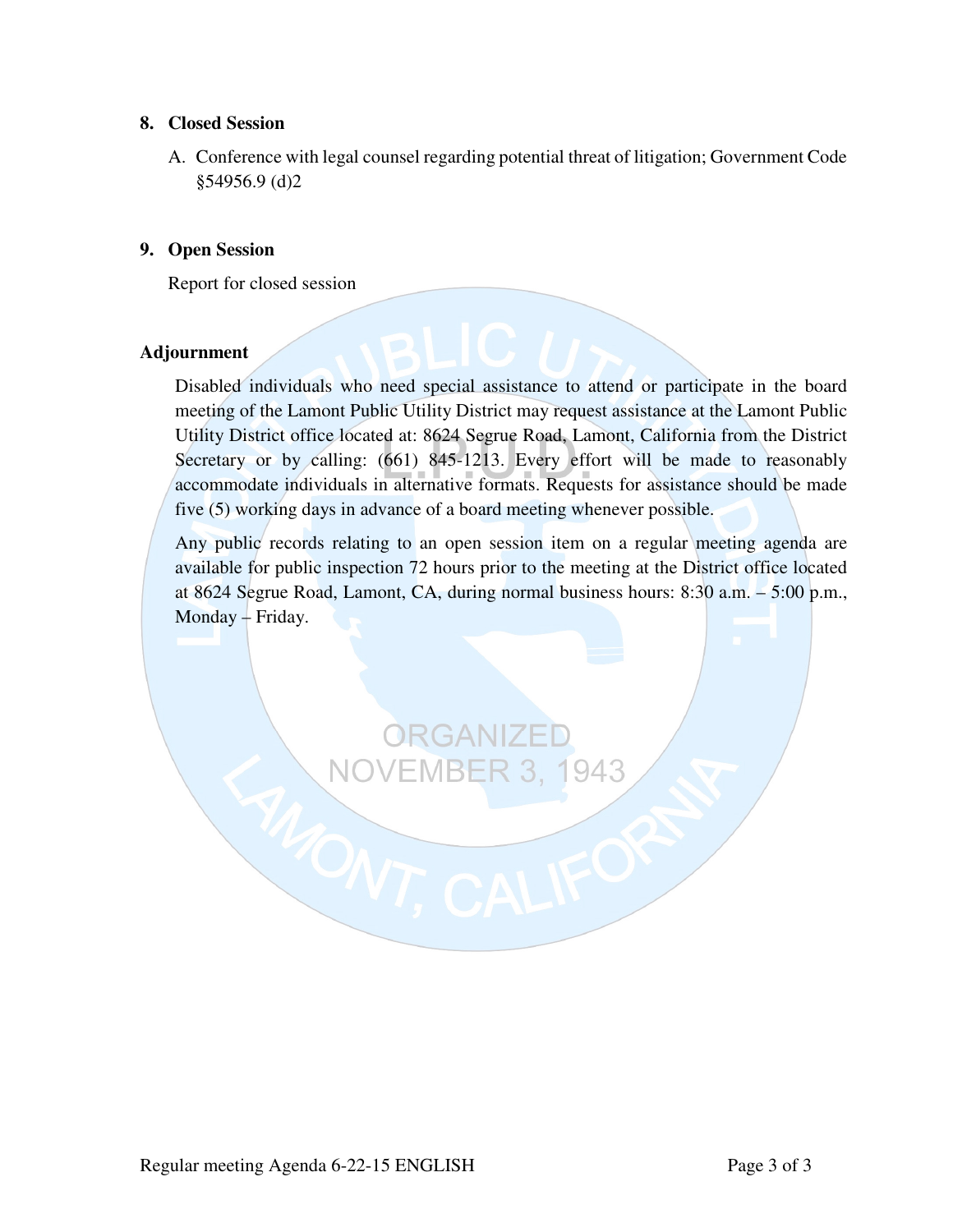**8. Closed Session**

A. Conference with legal counsel regarding potential threat of litigation; Government Code §54956.9 (d)2

**9. Open Session**

Report for closed session

**Adjournment**

Disabled individuals who need special assistance to attend or participate in the board meeting of the Lamont Public Utility District may request assistance at the Lamont Public Utility District office located at: 8624 Segrue Road, Lamont, California from the District Secretary or by calling: (661) 845-1213. Every effort will be made to reasonably accommodate individuals in alternative formats. Requests for assistance should be made five (5) working days in advance of a board meeting whenever possible.

Any public records relating to an open session item on a regular meeting agenda are available for public inspection 72 hours prior to the meeting at the District office located at 8624 Segrue Road, Lamont, CA, during normal business hours: 8:30 a.m. – 5:00 p.m., Monday – Friday.